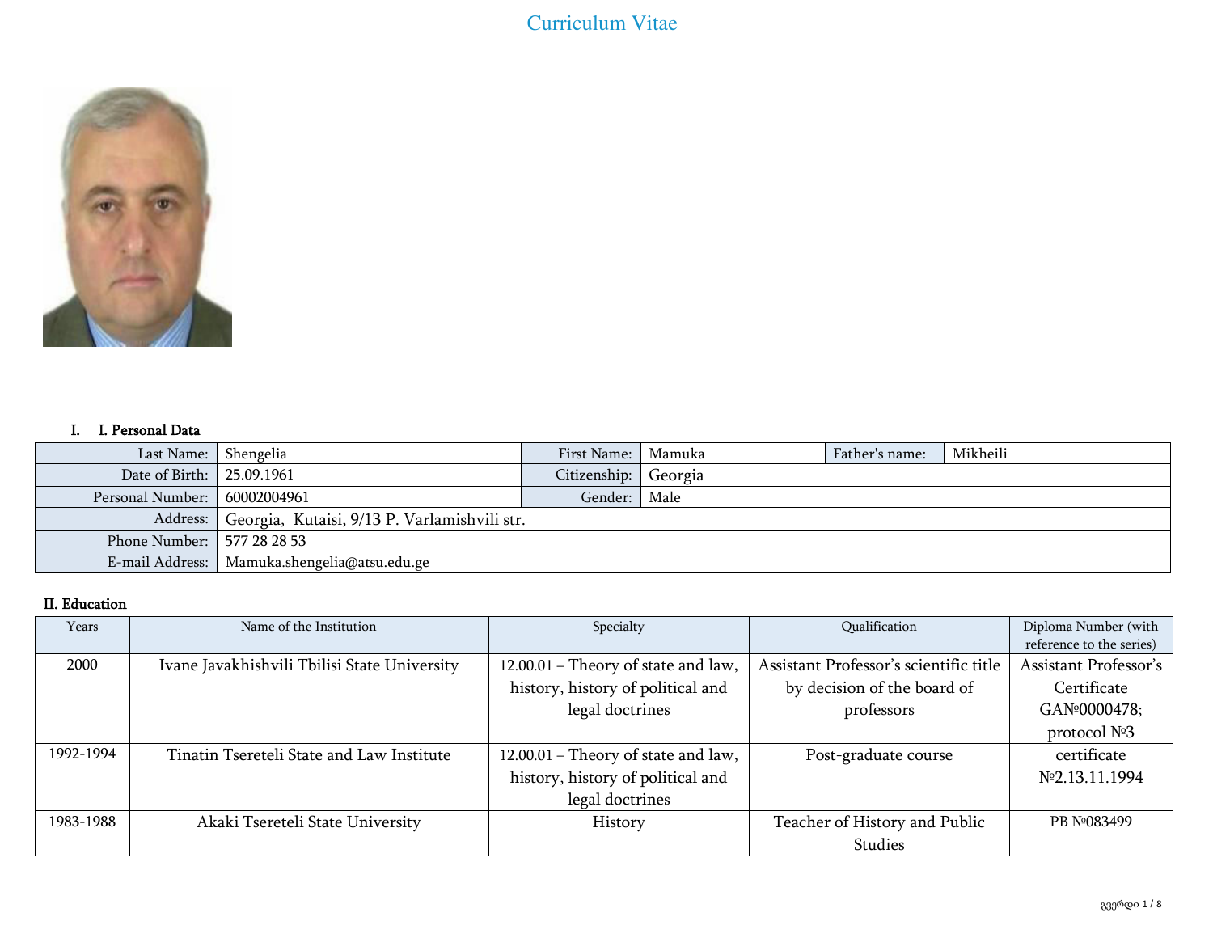# Curriculum Vitae

## I. I. Personal Data

| Last Name: | Shengelia | First Name: | Mamuka | Father's name: | Mikheili |
|---|---|---|---|---|---|
| Date of Birth: | 25.09.1961 | Citizenship: | Georgia | | |
| Personal Number: | 60002004961 | Gender: | Male | | |
| Address: | Georgia, Kutaisi, 9/13 P. Varlamishvili str. | | | | |
| Phone Number: | 577 28 28 53 | | | | |
| E-mail Address: | Mamuka.shengelia@atsu.edu.ge | | | | |

## II. Education

| Years | Name of the Institution | Specialty | Qualification | Diploma Number (with reference to the series) |
|---|---|---|---|---|
| 2000 | Ivane Javakhishvili Tbilisi State University | 12.00.01 – Theory of state and law, history, history of political and legal doctrines | Assistant Professor's scientific title by decision of the board of professors | Assistant Professor's Certificate GA№0000478; protocol №3 |
| 1992-1994 | Tinatin Tsereteli State and Law Institute | 12.00.01 – Theory of state and law, history, history of political and legal doctrines | Post-graduate course | certificate №2.13.11.1994 |
| 1983-1988 | Akaki Tsereteli State University | History | Teacher of History and Public Studies | PB №083499 |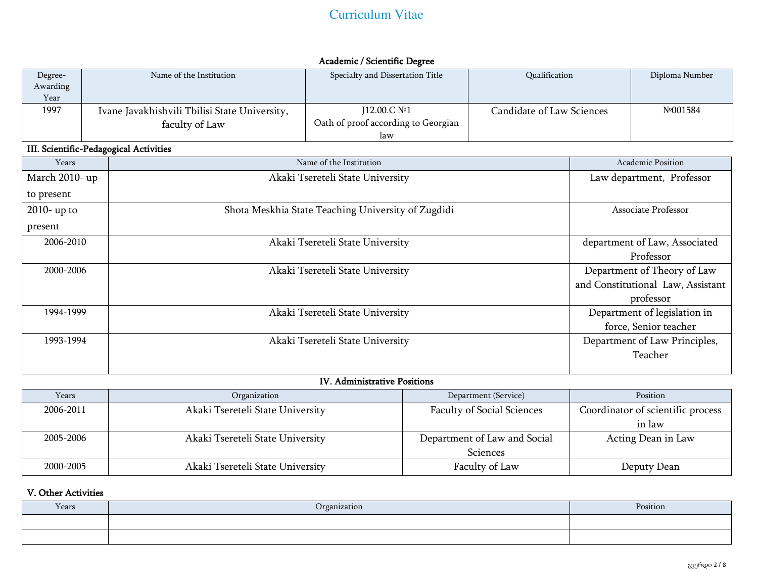# Curriculum Vitae

### Academic / Scientific Degree

| Degree-Awarding Year | Name of the Institution | Specialty and Dissertation Title | Qualification | Diploma Number |
|---|---|---|---|---|
| 1997 | Ivane Javakhishvili Tbilisi State University, faculty of Law | J12.00.C №1 Oath of proof according to Georgian law | Candidate of Law Sciences | №001584 |

### III. Scientific-Pedagogical Activities

| Years | Name of the Institution | Academic Position |
|---|---|---|
| March 2010- up to present | Akaki Tsereteli State University | Law department, Professor |
| 2010- up to present | Shota Meskhia State Teaching University of Zugdidi | Associate Professor |
| 2006-2010 | Akaki Tsereteli State University | department of Law, Associated Professor |
| 2000-2006 | Akaki Tsereteli State University | Department of Theory of Law and Constitutional Law, Assistant professor |
| 1994-1999 | Akaki Tsereteli State University | Department of legislation in force, Senior teacher |
| 1993-1994 | Akaki Tsereteli State University | Department of Law Principles, Teacher |

### IV. Administrative Positions

| Years | Organization | Department (Service) | Position |
|---|---|---|---|
| 2006-2011 | Akaki Tsereteli State University | Faculty of Social Sciences | Coordinator of scientific process in law |
| 2005-2006 | Akaki Tsereteli State University | Department of Law and Social Sciences | Acting Dean in Law |
| 2000-2005 | Akaki Tsereteli State University | Faculty of Law | Deputy Dean |

### V. Other Activities

| Years | Organization | Position |
|---|---|---|
| | | |
| | | |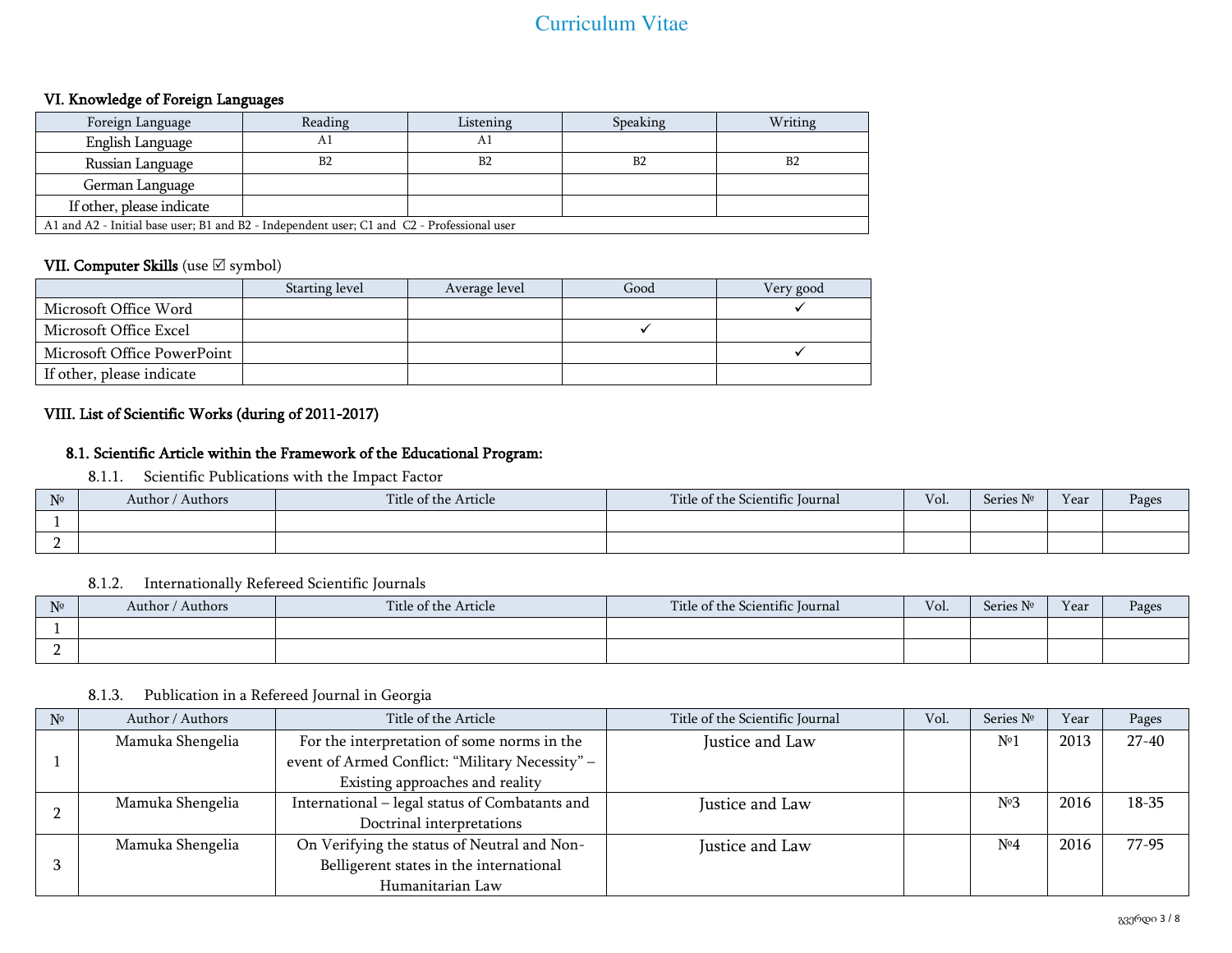# Curriculum Vitae

### VI. Knowledge of Foreign Languages

| Foreign Language | Reading | Listening | Speaking | Writing |
|---|---|---|---|---|
| English Language | A1 | A1 | | |
| Russian Language | B2 | B2 | B2 | B2 |
| German Language | | | | |
| If other, please indicate | | | | |
| A1 and A2 - Initial base user; B1 and B2 - Independent user; C1 and C2 - Professional user | | | | |

### VII. Computer Skills (use ☑ symbol)

| | Starting level | Average level | Good | Very good |
|---|---|---|---|---|
| Microsoft Office Word | | | | ✓ |
| Microsoft Office Excel | | | ✓ | |
| Microsoft Office PowerPoint | | | | ✓ |
| If other, please indicate | | | | |

### VIII. List of Scientific Works (during of 2011-2017)

#### 8.1. Scientific Article within the Framework of the Educational Program:

8.1.1. Scientific Publications with the Impact Factor

| № | Author / Authors | Title of the Article | Title of the Scientific Journal | Vol. | Series № | Year | Pages |
|---|---|---|---|---|---|---|---|
| 1 | | | | | | | |
| 2 | | | | | | | |

8.1.2. Internationally Refereed Scientific Journals

| № | Author / Authors | Title of the Article | Title of the Scientific Journal | Vol. | Series № | Year | Pages |
|---|---|---|---|---|---|---|---|
| 1 | | | | | | | |
| 2 | | | | | | | |

8.1.3. Publication in a Refereed Journal in Georgia

| № | Author / Authors | Title of the Article | Title of the Scientific Journal | Vol. | Series № | Year | Pages |
|---|---|---|---|---|---|---|---|
| 1 | Mamuka Shengelia | For the interpretation of some norms in the event of Armed Conflict: "Military Necessity" – Existing approaches and reality | Justice and Law | | №1 | 2013 | 27-40 |
| 2 | Mamuka Shengelia | International – legal status of Combatants and Doctrinal interpretations | Justice and Law | | №3 | 2016 | 18-35 |
| 3 | Mamuka Shengelia | On Verifying the status of Neutral and Non-Belligerent states in the international Humanitarian Law | Justice and Law | | №4 | 2016 | 77-95 |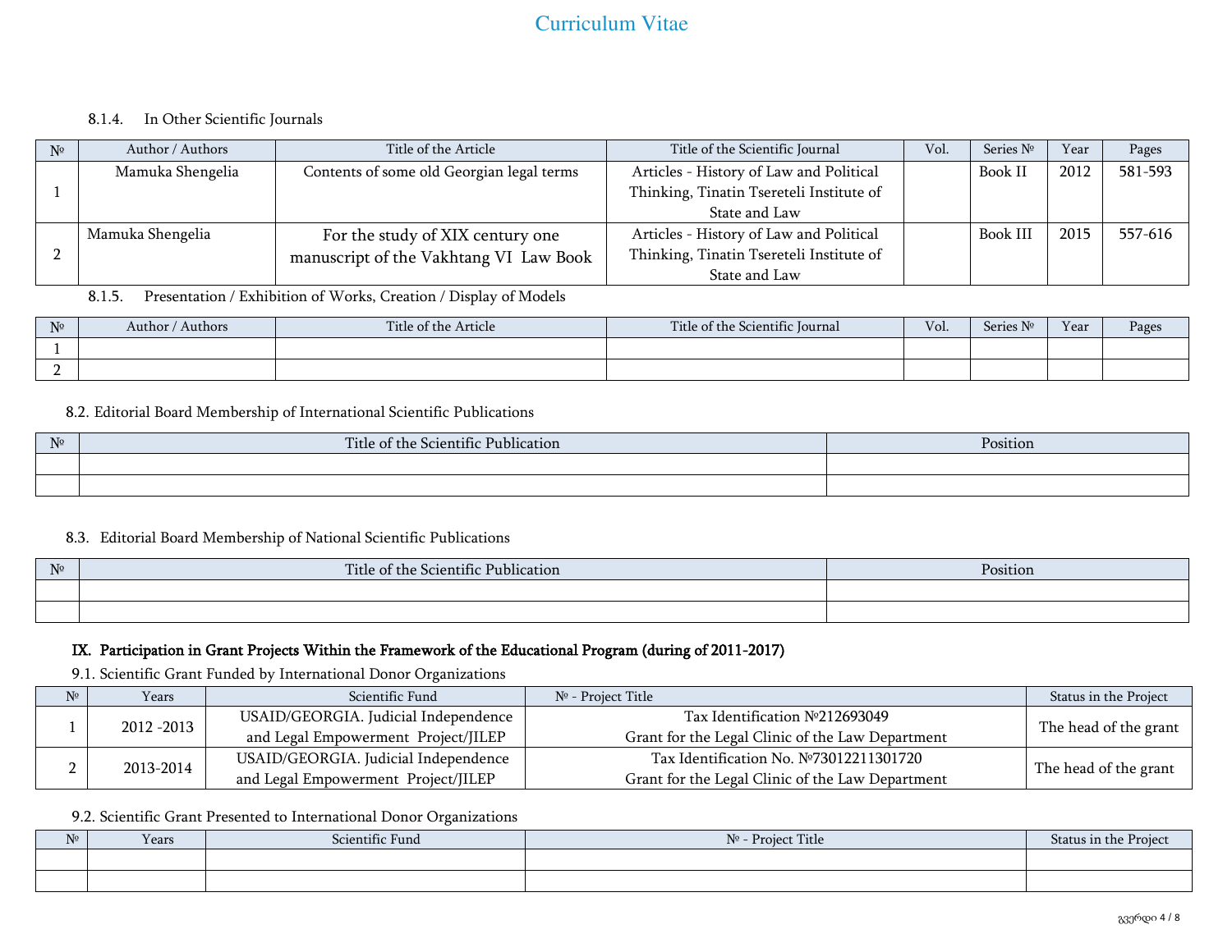8.1.4. In Other Scientific Journals

| № | Author / Authors | Title of the Article | Title of the Scientific Journal | Vol. | Series № | Year | Pages |
|---|---|---|---|---|---|---|---|
| 1 | Mamuka Shengelia | Contents of some old Georgian legal terms | Articles - History of Law and Political Thinking, Tinatin Tsereteli Institute of State and Law | | Book II | 2012 | 581-593 |
| 2 | Mamuka Shengelia | For the study of XIX century one manuscript of the Vakhtang VI Law Book | Articles - History of Law and Political Thinking, Tinatin Tsereteli Institute of State and Law | | Book III | 2015 | 557-616 |

8.1.5. Presentation / Exhibition of Works, Creation / Display of Models

| № | Author / Authors | Title of the Article | Title of the Scientific Journal | Vol. | Series № | Year | Pages |
|---|---|---|---|---|---|---|---|
| 1 | | | | | | | |
| 2 | | | | | | | |

8.2. Editorial Board Membership of International Scientific Publications

| № | Title of the Scientific Publication | Position |
|---|---|---|
| | | |
| | | |

8.3. Editorial Board Membership of National Scientific Publications

| № | Title of the Scientific Publication | Position |
|---|---|---|
| | | |
| | | |

## IX. Participation in Grant Projects Within the Framework of the Educational Program (during of 2011-2017)

9.1. Scientific Grant Funded by International Donor Organizations

| № | Years | Scientific Fund | № - Project Title | Status in the Project |
|---|---|---|---|---|
| 1 | 2012 -2013 | USAID/GEORGIA. Judicial Independence and Legal Empowerment Project/JILEP | Tax Identification №212693049 Grant for the Legal Clinic of the Law Department | The head of the grant |
| 2 | 2013-2014 | USAID/GEORGIA. Judicial Independence and Legal Empowerment Project/JILEP | Tax Identification No. №73012211301720 Grant for the Legal Clinic of the Law Department | The head of the grant |

9.2. Scientific Grant Presented to International Donor Organizations

| № | Years | Scientific Fund | № - Project Title | Status in the Project |
|---|---|---|---|---|
| | | | | |
| | | | | |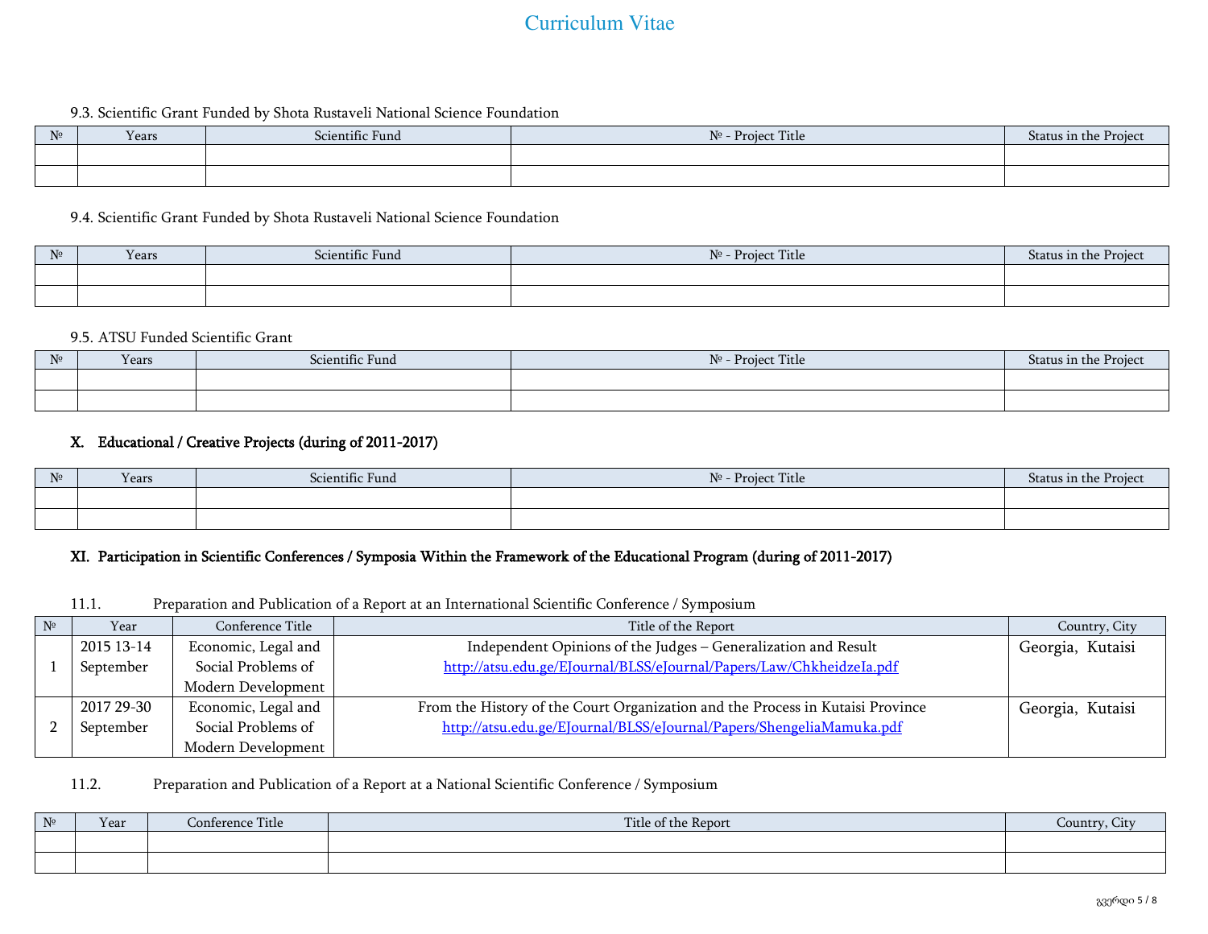9.3. Scientific Grant Funded by Shota Rustaveli National Science Foundation

| № | Years | Scientific Fund | № - Project Title | Status in the Project |
|---|---|---|---|---|
| | | | | |
| | | | | |

9.4. Scientific Grant Funded by Shota Rustaveli National Science Foundation

| № | Years | Scientific Fund | № - Project Title | Status in the Project |
|---|---|---|---|---|
| | | | | |
| | | | | |

9.5. ATSU Funded Scientific Grant

| № | Years | Scientific Fund | № - Project Title | Status in the Project |
|---|---|---|---|---|
| | | | | |
| | | | | |

## X. Educational / Creative Projects (during of 2011-2017)

| № | Years | Scientific Fund | № - Project Title | Status in the Project |
|---|---|---|---|---|
| | | | | |
| | | | | |

## XI. Participation in Scientific Conferences / Symposia Within the Framework of the Educational Program (during of 2011-2017)

11.1. Preparation and Publication of a Report at an International Scientific Conference / Symposium

| № | Year | Conference Title | Title of the Report | Country, City |
|---|---|---|---|---|
| 1 | 2015 13-14 September | Economic, Legal and Social Problems of Modern Development | Independent Opinions of the Judges – Generalization and Result http://atsu.edu.ge/EJournal/BLSS/eJournal/Papers/Law/ChkheidzeIa.pdf | Georgia, Kutaisi |
| 2 | 2017 29-30 September | Economic, Legal and Social Problems of Modern Development | From the History of the Court Organization and the Process in Kutaisi Province http://atsu.edu.ge/EJournal/BLSS/eJournal/Papers/ShengeliaMamuka.pdf | Georgia, Kutaisi |

11.2. Preparation and Publication of a Report at a National Scientific Conference / Symposium

| № | Year | Conference Title | Title of the Report | Country, City |
|---|---|---|---|---|
| | | | | |
| | | | | |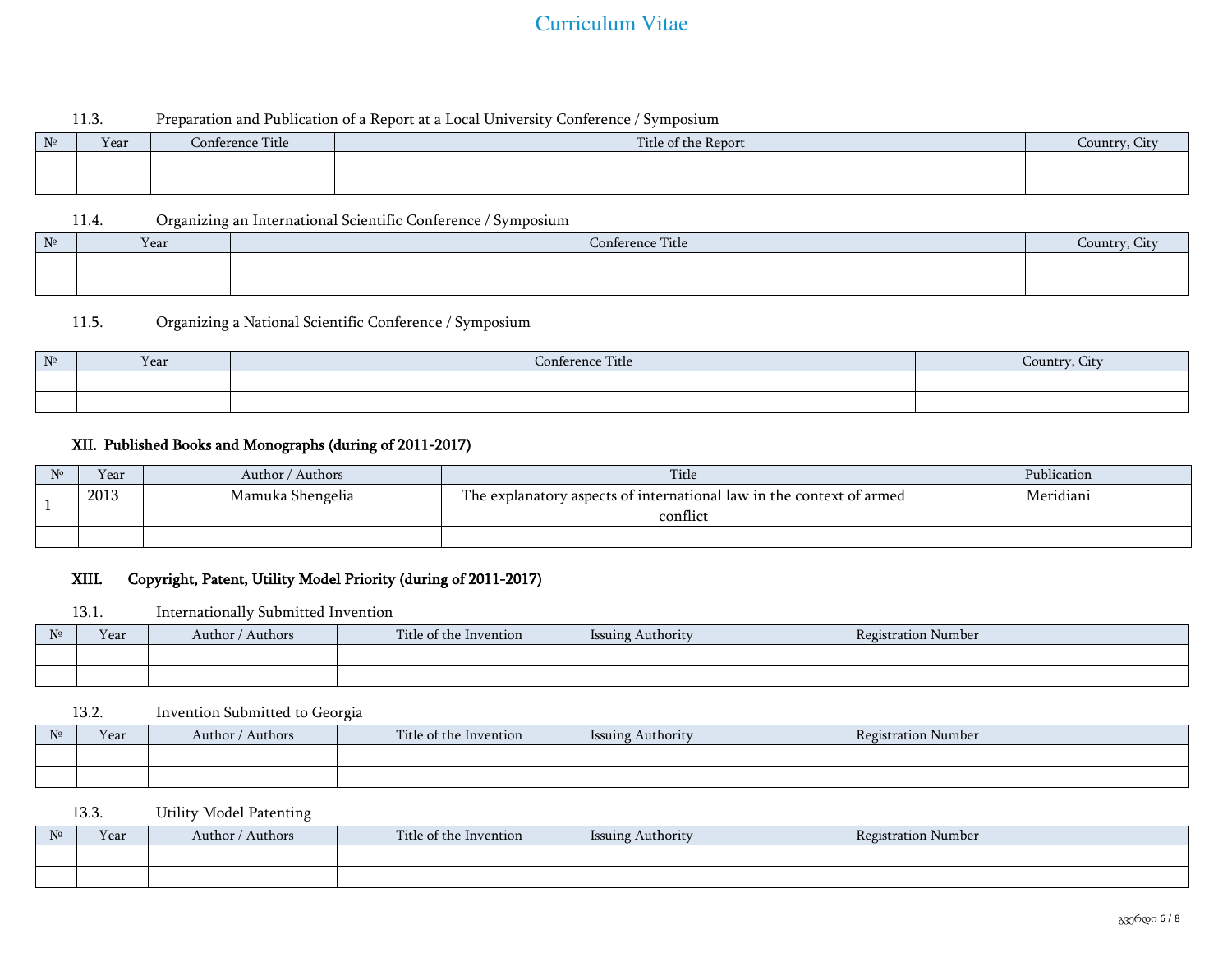11.3. Preparation and Publication of a Report at a Local University Conference / Symposium

| № | Year | Conference Title | Title of the Report | Country, City |
|---|---|---|---|---|
| | | | | |
| | | | | |

11.4. Organizing an International Scientific Conference / Symposium

| № | Year | Conference Title | Country, City |
|---|---|---|---|
| | | | |
| | | | |

11.5. Organizing a National Scientific Conference / Symposium

| № | Year | Conference Title | Country, City |
|---|---|---|---|
| | | | |
| | | | |

## XII. Published Books and Monographs (during of 2011-2017)

| № | Year | Author / Authors | Title | Publication |
|---|---|---|---|---|
| 1 | 2013 | Mamuka Shengelia | The explanatory aspects of international law in the context of armed conflict | Meridiani |
| | | | | |

## XIII. Copyright, Patent, Utility Model Priority (during of 2011-2017)

13.1. Internationally Submitted Invention

| № | Year | Author / Authors | Title of the Invention | Issuing Authority | Registration Number |
|---|---|---|---|---|---|
| | | | | | |
| | | | | | |

13.2. Invention Submitted to Georgia

| № | Year | Author / Authors | Title of the Invention | Issuing Authority | Registration Number |
|---|---|---|---|---|---|
| | | | | | |
| | | | | | |

13.3. Utility Model Patenting

| № | Year | Author / Authors | Title of the Invention | Issuing Authority | Registration Number |
|---|---|---|---|---|---|
| | | | | | |
| | | | | | |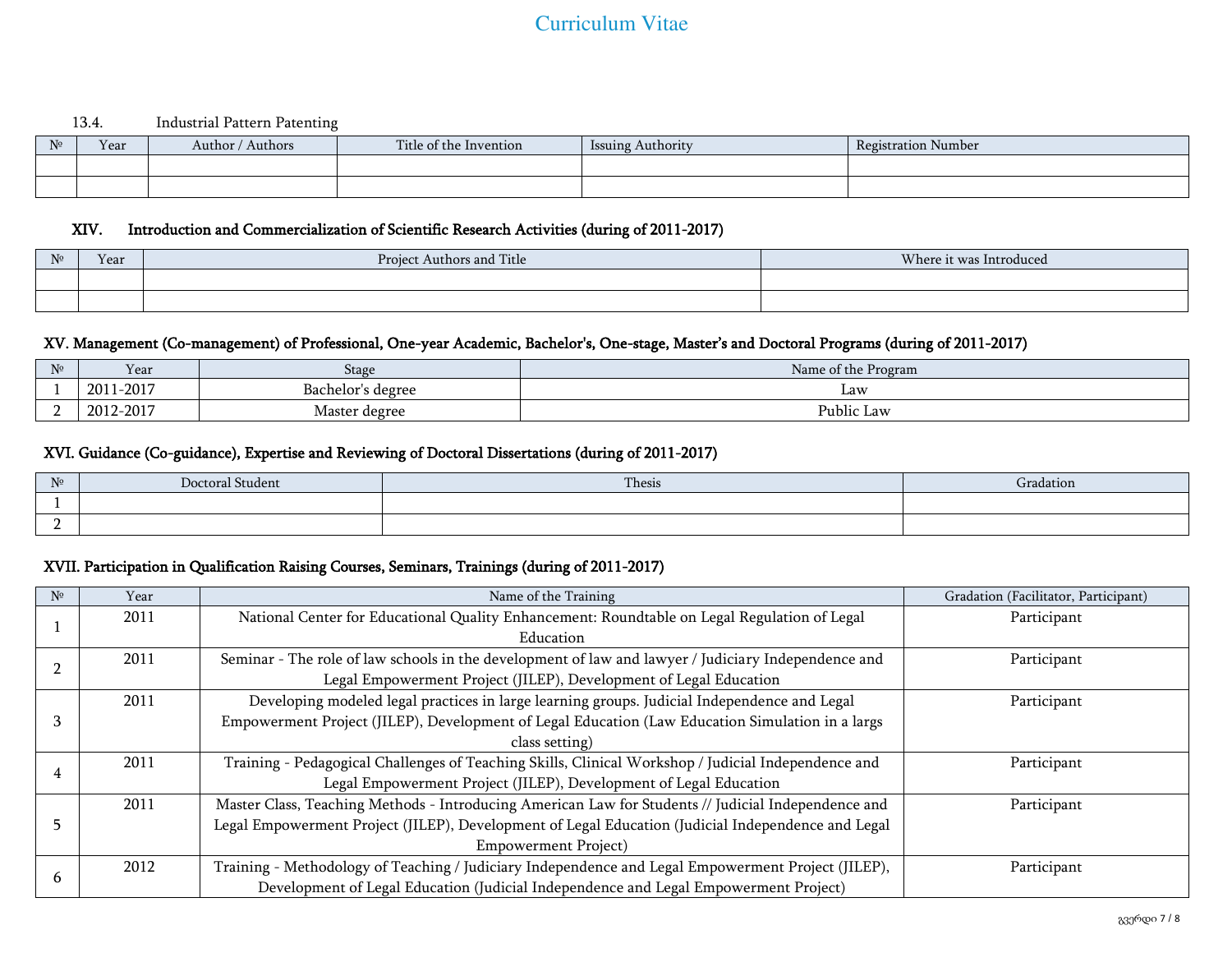13.4. Industrial Pattern Patenting

| № | Year | Author / Authors | Title of the Invention | Issuing Authority | Registration Number |
|---|---|---|---|---|---|
| | | | | | |
| | | | | | |

## XIV. Introduction and Commercialization of Scientific Research Activities (during of 2011-2017)

| № | Year | Project Authors and Title | Where it was Introduced |
|---|---|---|---|
| | | | |
| | | | |

## XV. Management (Co-management) of Professional, One-year Academic, Bachelor's, One-stage, Master's and Doctoral Programs (during of 2011-2017)

| № | Year | Stage | Name of the Program |
|---|---|---|---|
| 1 | 2011-2017 | Bachelor's degree | Law |
| 2 | 2012-2017 | Master degree | Public Law |

## XVI. Guidance (Co-guidance), Expertise and Reviewing of Doctoral Dissertations (during of 2011-2017)

| № | Doctoral Student | Thesis | Gradation |
|---|---|---|---|
| 1 | | | |
| 2 | | | |

## XVII. Participation in Qualification Raising Courses, Seminars, Trainings (during of 2011-2017)

| № | Year | Name of the Training | Gradation (Facilitator, Participant) |
|---|---|---|---|
| 1 | 2011 | National Center for Educational Quality Enhancement: Roundtable on Legal Regulation of Legal Education | Participant |
| 2 | 2011 | Seminar - The role of law schools in the development of law and lawyer / Judiciary Independence and Legal Empowerment Project (JILEP), Development of Legal Education | Participant |
| 3 | 2011 | Developing modeled legal practices in large learning groups. Judicial Independence and Legal Empowerment Project (JILEP), Development of Legal Education (Law Education Simulation in a largs class setting) | Participant |
| 4 | 2011 | Training - Pedagogical Challenges of Teaching Skills, Clinical Workshop / Judicial Independence and Legal Empowerment Project (JILEP), Development of Legal Education | Participant |
| 5 | 2011 | Master Class, Teaching Methods - Introducing American Law for Students // Judicial Independence and Legal Empowerment Project (JILEP), Development of Legal Education (Judicial Independence and Legal Empowerment Project) | Participant |
| 6 | 2012 | Training - Methodology of Teaching / Judiciary Independence and Legal Empowerment Project (JILEP), Development of Legal Education (Judicial Independence and Legal Empowerment Project) | Participant |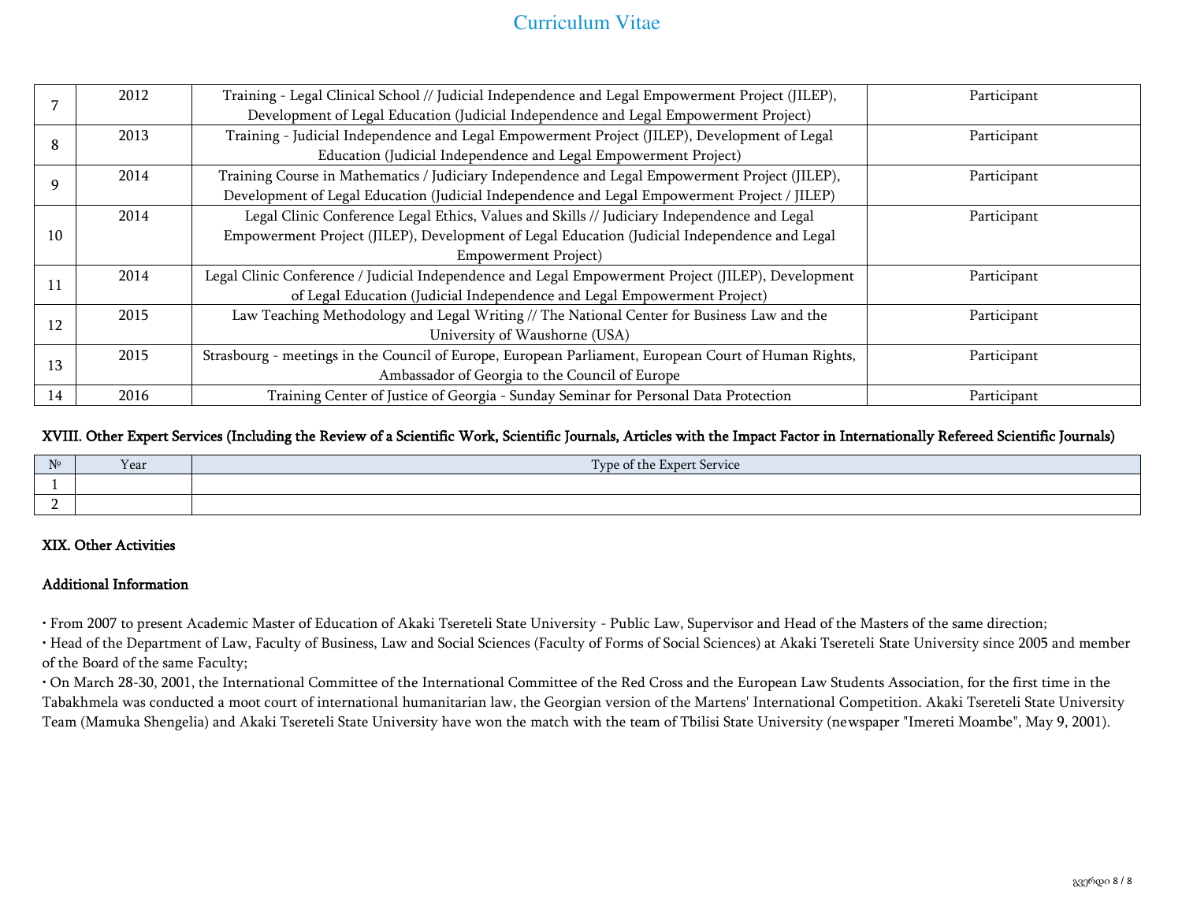| | | | |
|---|---|---|---|
| 7 | 2012 | Training - Legal Clinical School // Judicial Independence and Legal Empowerment Project (JILEP), Development of Legal Education (Judicial Independence and Legal Empowerment Project) | Participant |
| 8 | 2013 | Training - Judicial Independence and Legal Empowerment Project (JILEP), Development of Legal Education (Judicial Independence and Legal Empowerment Project) | Participant |
| 9 | 2014 | Training Course in Mathematics / Judiciary Independence and Legal Empowerment Project (JILEP), Development of Legal Education (Judicial Independence and Legal Empowerment Project / JILEP) | Participant |
| 10 | 2014 | Legal Clinic Conference Legal Ethics, Values and Skills // Judiciary Independence and Legal Empowerment Project (JILEP), Development of Legal Education (Judicial Independence and Legal Empowerment Project) | Participant |
| 11 | 2014 | Legal Clinic Conference / Judicial Independence and Legal Empowerment Project (JILEP), Development of Legal Education (Judicial Independence and Legal Empowerment Project) | Participant |
| 12 | 2015 | Law Teaching Methodology and Legal Writing // The National Center for Business Law and the University of Waushorne (USA) | Participant |
| 13 | 2015 | Strasbourg - meetings in the Council of Europe, European Parliament, European Court of Human Rights, Ambassador of Georgia to the Council of Europe | Participant |
| 14 | 2016 | Training Center of Justice of Georgia - Sunday Seminar for Personal Data Protection | Participant |

### XVIII. Other Expert Services (Including the Review of a Scientific Work, Scientific Journals, Articles with the Impact Factor in Internationally Refereed Scientific Journals)

| № | Year | Type of the Expert Service |
|---|---|---|
| 1 | | |
| 2 | | |

### XIX. Other Activities

### Additional Information

• From 2007 to present Academic Master of Education of Akaki Tsereteli State University - Public Law, Supervisor and Head of the Masters of the same direction;
• Head of the Department of Law, Faculty of Business, Law and Social Sciences (Faculty of Forms of Social Sciences) at Akaki Tsereteli State University since 2005 and member of the Board of the same Faculty;
• On March 28-30, 2001, the International Committee of the International Committee of the Red Cross and the European Law Students Association, for the first time in the Tabakhmela was conducted a moot court of international humanitarian law, the Georgian version of the Martens' International Competition. Akaki Tsereteli State University Team (Mamuka Shengelia) and Akaki Tsereteli State University have won the match with the team of Tbilisi State University (newspaper "Imereti Moambe", May 9, 2001).